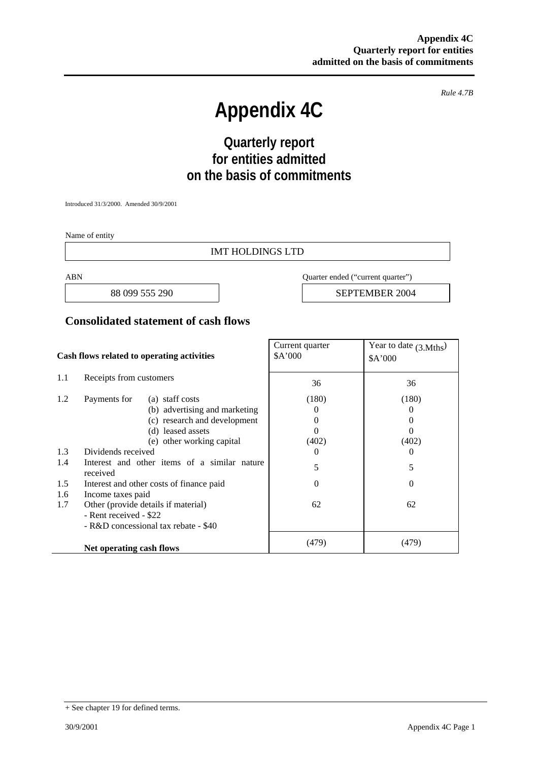*Rule 4.7B*

# Appendix 4C

## Quarterly report for entities admitted on the basis of commitments

Introduced 31/3/2000. Amended 30/9/2001

Name of entity

| IMT HOLDINGS LTD |
|---|

| ABN | Quarter ended ("current quarter") |
|---|---|
| 88 099 555 290 | SEPTEMBER 2004 |

## Consolidated statement of cash flows

| | Cash flows related to operating activities | Current quarter $A'000 | Year to date (3.Mths) $A'000 |
|---|---|---|---|
| 1.1 | Receipts from customers | 36 | 36 |
| 1.2 | Payments for (a) staff costs | (180) | (180) |
| | (b) advertising and marketing | 0 | 0 |
| | (c) research and development | 0 | 0 |
| | (d) leased assets | 0 | 0 |
| | (e) other working capital | (402) | (402) |
| 1.3 | Dividends received | 0 | 0 |
| 1.4 | Interest and other items of a similar nature received | 5 | 5 |
| 1.5 | Interest and other costs of finance paid | 0 | 0 |
| 1.6 | Income taxes paid | | |
| 1.7 | Other (provide details if material)<br>- Rent received - $22<br>- R&D concessional tax rebate - $40 | 62 | 62 |
| | **Net operating cash flows** | (479) | (479) |

+ See chapter 19 for defined terms.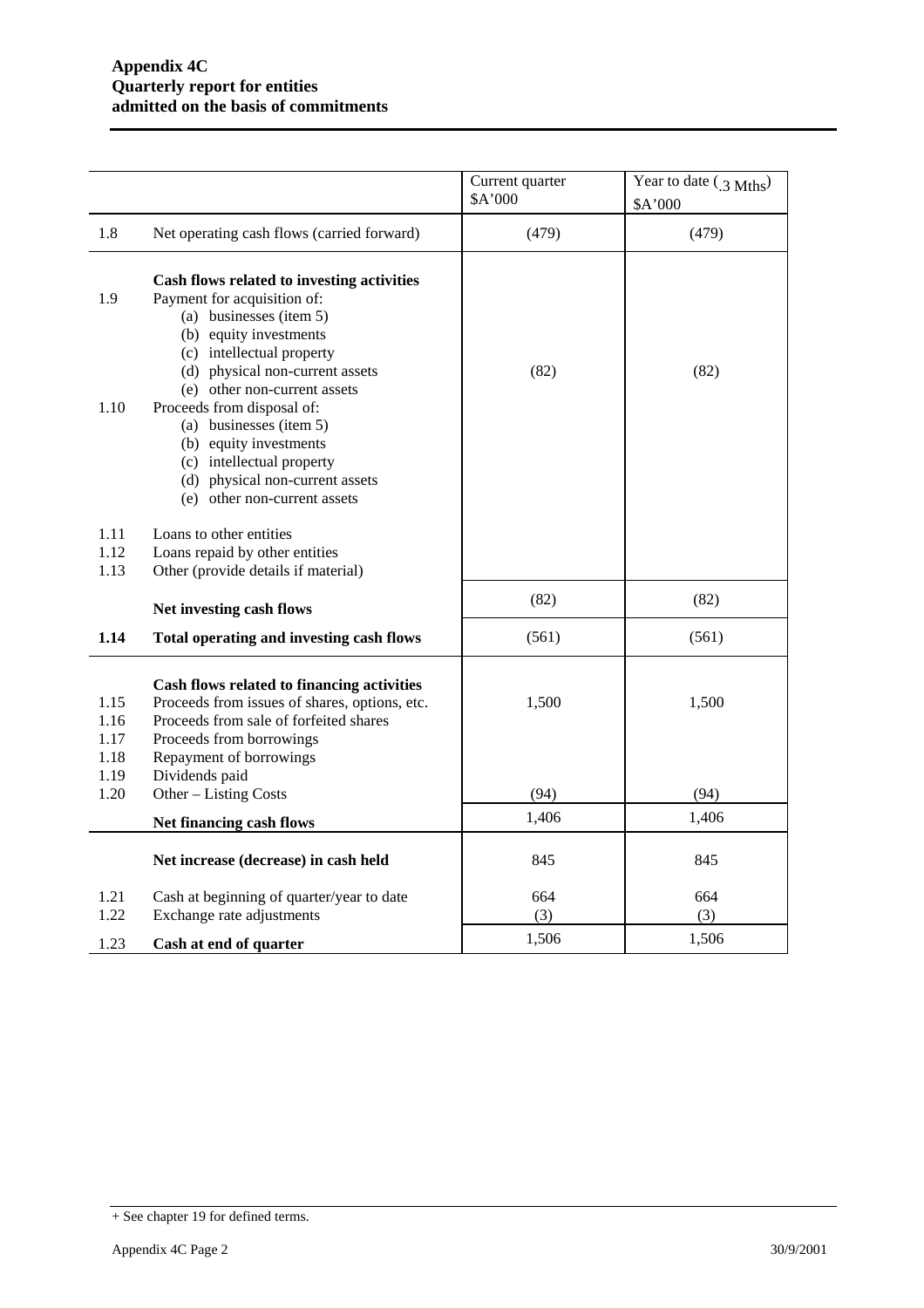**Appendix 4C**
**Quarterly report for entities admitted on the basis of commitments**

| | | Current quarter $A'000 | Year to date (.3 Mths) $A'000 |
|---|---|---|---|
| 1.8 | Net operating cash flows (carried forward) | (479) | (479) |
| | **Cash flows related to investing activities** | | |
| 1.9 | Payment for acquisition of: | | |
| | (a) businesses (item 5) | | |
| | (b) equity investments | | |
| | (c) intellectual property | | |
| | (d) physical non-current assets | (82) | (82) |
| | (e) other non-current assets | | |
| 1.10 | Proceeds from disposal of: | | |
| | (a) businesses (item 5) | | |
| | (b) equity investments | | |
| | (c) intellectual property | | |
| | (d) physical non-current assets | | |
| | (e) other non-current assets | | |
| 1.11 | Loans to other entities | | |
| 1.12 | Loans repaid by other entities | | |
| 1.13 | Other (provide details if material) | | |
| | **Net investing cash flows** | (82) | (82) |
| **1.14** | **Total operating and investing cash flows** | (561) | (561) |
| | **Cash flows related to financing activities** | | |
| 1.15 | Proceeds from issues of shares, options, etc. | 1,500 | 1,500 |
| 1.16 | Proceeds from sale of forfeited shares | | |
| 1.17 | Proceeds from borrowings | | |
| 1.18 | Repayment of borrowings | | |
| 1.19 | Dividends paid | | |
| 1.20 | Other – Listing Costs | (94) | (94) |
| | **Net financing cash flows** | 1,406 | 1,406 |
| | **Net increase (decrease) in cash held** | 845 | 845 |
| 1.21 | Cash at beginning of quarter/year to date | 664 | 664 |
| 1.22 | Exchange rate adjustments | (3) | (3) |
| 1.23 | **Cash at end of quarter** | 1,506 | 1,506 |

+ See chapter 19 for defined terms.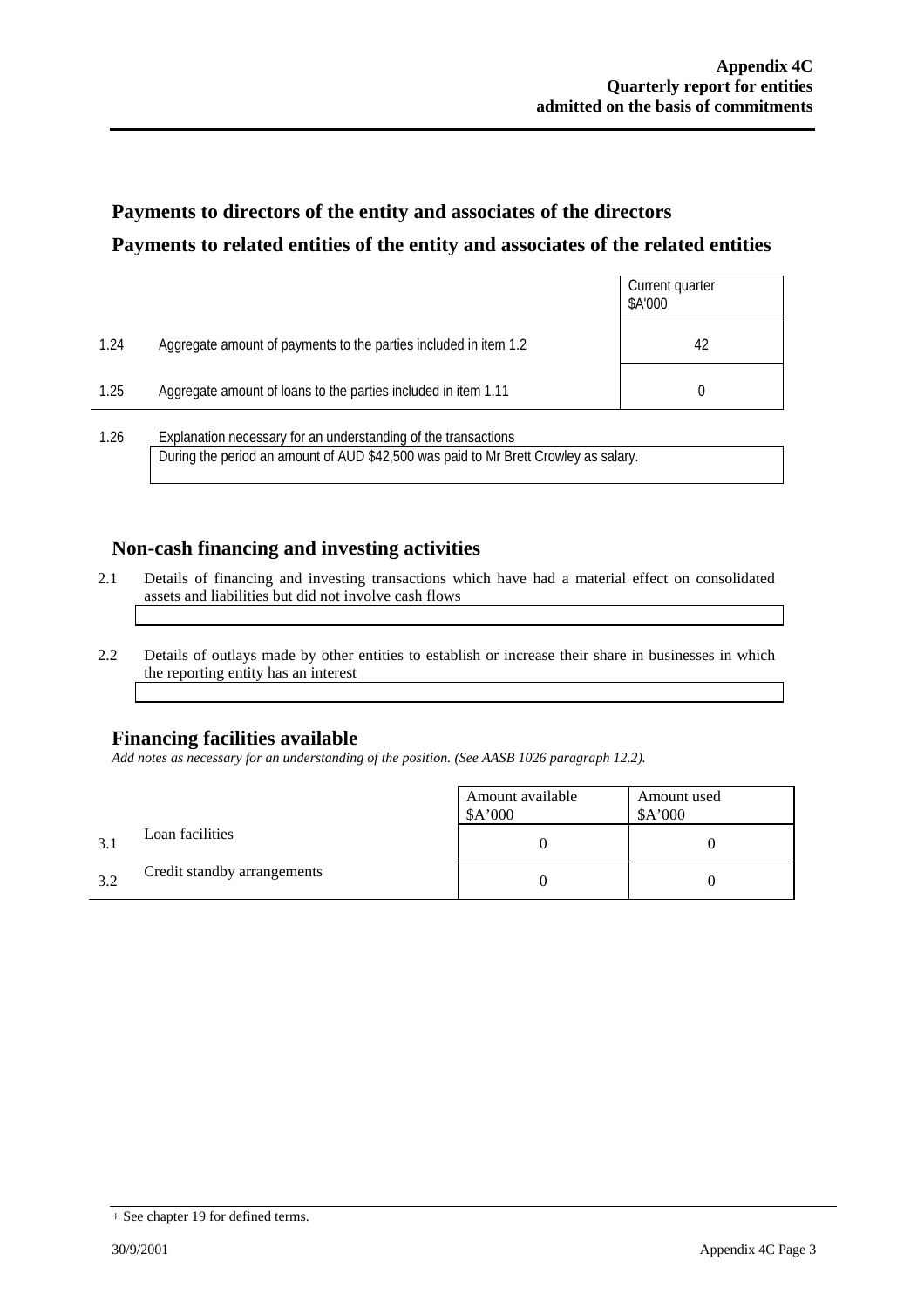## Payments to directors of the entity and associates of the directors

## Payments to related entities of the entity and associates of the related entities

| | | Current quarter $A'000 |
|---|---|---|
| 1.24 | Aggregate amount of payments to the parties included in item 1.2 | 42 |
| 1.25 | Aggregate amount of loans to the parties included in item 1.11 | 0 |

1.26 Explanation necessary for an understanding of the transactions

During the period an amount of AUD $42,500 was paid to Mr Brett Crowley as salary.

## Non-cash financing and investing activities

2.1 Details of financing and investing transactions which have had a material effect on consolidated assets and liabilities but did not involve cash flows

2.2 Details of outlays made by other entities to establish or increase their share in businesses in which the reporting entity has an interest

## Financing facilities available

*Add notes as necessary for an understanding of the position. (See AASB 1026 paragraph 12.2).*

| | | Amount available $A'000 | Amount used $A'000 |
|---|---|---|---|
| 3.1 | Loan facilities | 0 | 0 |
| 3.2 | Credit standby arrangements | 0 | 0 |

+ See chapter 19 for defined terms.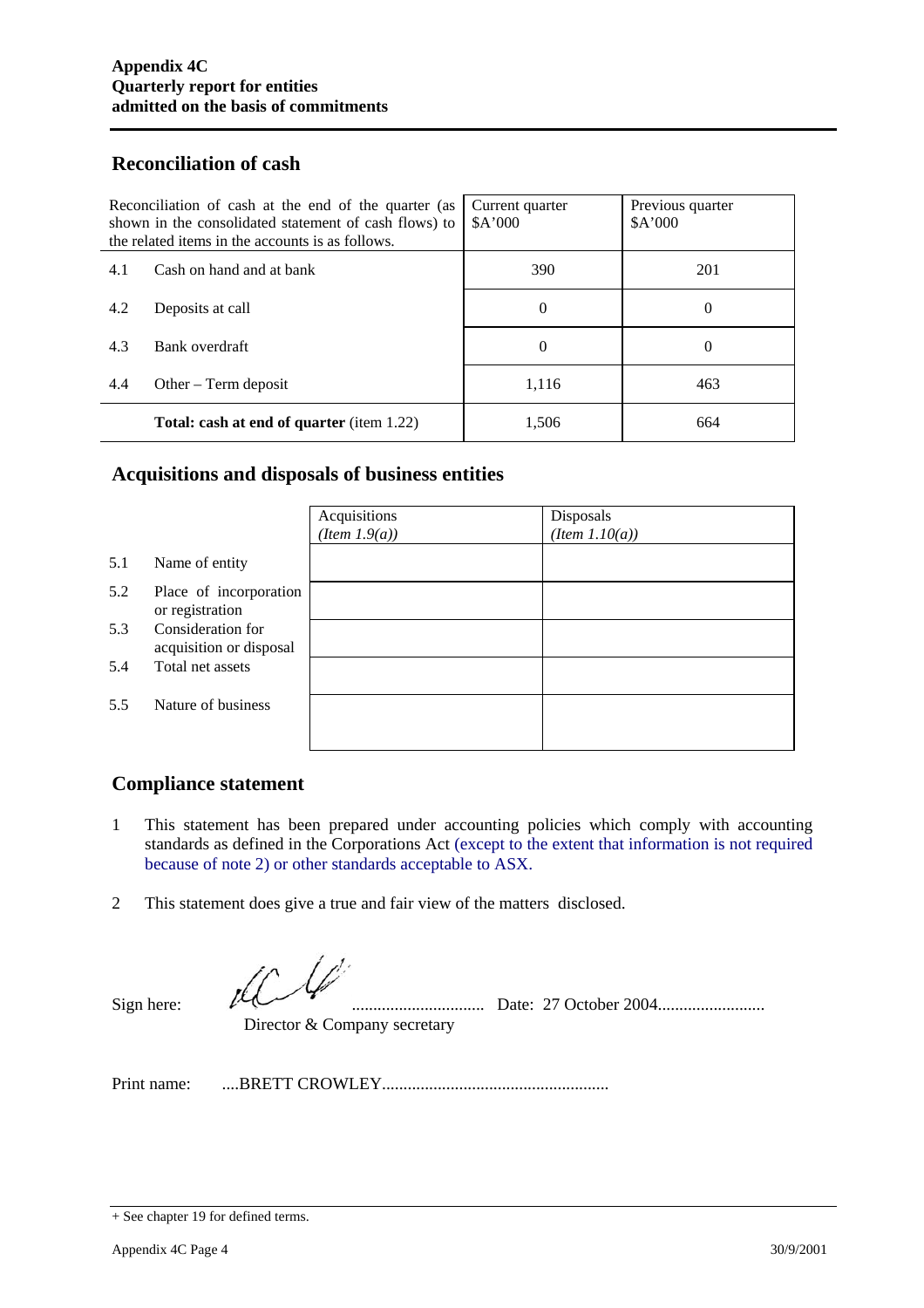**Appendix 4C**
**Quarterly report for entities**
**admitted on the basis of commitments**

## Reconciliation of cash

| Reconciliation of cash at the end of the quarter (as shown in the consolidated statement of cash flows) to the related items in the accounts is as follows. | | Current quarter $A'000 | Previous quarter $A'000 |
|---|---|---|---|
| 4.1 | Cash on hand and at bank | 390 | 201 |
| 4.2 | Deposits at call | 0 | 0 |
| 4.3 | Bank overdraft | 0 | 0 |
| 4.4 | Other – Term deposit | 1,116 | 463 |
| | **Total: cash at end of quarter** (item 1.22) | 1,506 | 664 |

## Acquisitions and disposals of business entities

| | | Acquisitions *(Item 1.9(a))* | Disposals *(Item 1.10(a))* |
|---|---|---|---|
| 5.1 | Name of entity | | |
| 5.2 | Place of incorporation or registration | | |
| 5.3 | Consideration for acquisition or disposal | | |
| 5.4 | Total net assets | | |
| 5.5 | Nature of business | | |

## Compliance statement

1 This statement has been prepared under accounting policies which comply with accounting standards as defined in the Corporations Act (except to the extent that information is not required because of note 2) or other standards acceptable to ASX.

2 This statement does give a true and fair view of the matters disclosed.

Sign here: .............................. Date: 27 October 2004.........................
Director & Company secretary

Print name: ....BRETT CROWLEY....................................................

+ See chapter 19 for defined terms.